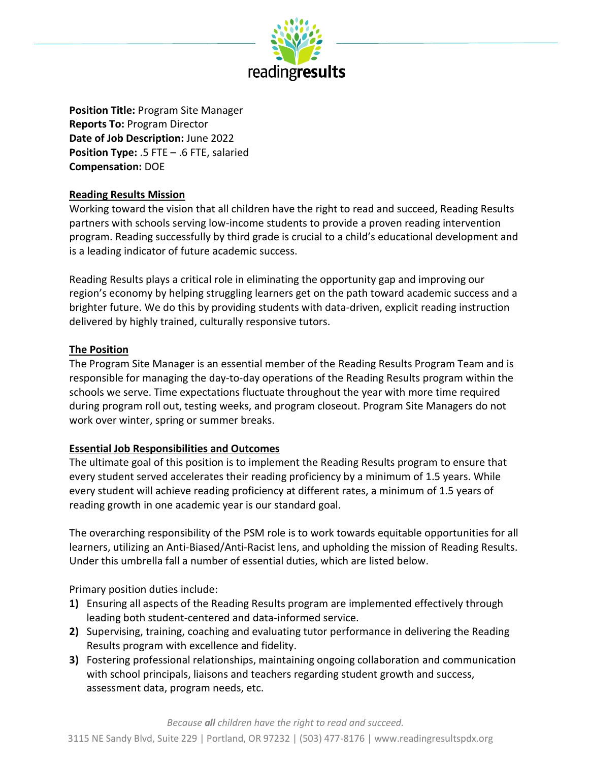**Position Title:** Program Site Manager
**Reports To:** Program Director
**Date of Job Description:** June 2022
**Position Type:** .5 FTE – .6 FTE, salaried
**Compensation:** DOE

## Reading Results Mission

Working toward the vision that all children have the right to read and succeed, Reading Results partners with schools serving low-income students to provide a proven reading intervention program. Reading successfully by third grade is crucial to a child's educational development and is a leading indicator of future academic success.

Reading Results plays a critical role in eliminating the opportunity gap and improving our region's economy by helping struggling learners get on the path toward academic success and a brighter future. We do this by providing students with data-driven, explicit reading instruction delivered by highly trained, culturally responsive tutors.

## The Position

The Program Site Manager is an essential member of the Reading Results Program Team and is responsible for managing the day-to-day operations of the Reading Results program within the schools we serve. Time expectations fluctuate throughout the year with more time required during program roll out, testing weeks, and program closeout. Program Site Managers do not work over winter, spring or summer breaks.

## Essential Job Responsibilities and Outcomes

The ultimate goal of this position is to implement the Reading Results program to ensure that every student served accelerates their reading proficiency by a minimum of 1.5 years. While every student will achieve reading proficiency at different rates, a minimum of 1.5 years of reading growth in one academic year is our standard goal.

The overarching responsibility of the PSM role is to work towards equitable opportunities for all learners, utilizing an Anti-Biased/Anti-Racist lens, and upholding the mission of Reading Results. Under this umbrella fall a number of essential duties, which are listed below.

Primary position duties include:

1) Ensuring all aspects of the Reading Results program are implemented effectively through leading both student-centered and data-informed service.
2) Supervising, training, coaching and evaluating tutor performance in delivering the Reading Results program with excellence and fidelity.
3) Fostering professional relationships, maintaining ongoing collaboration and communication with school principals, liaisons and teachers regarding student growth and success, assessment data, program needs, etc.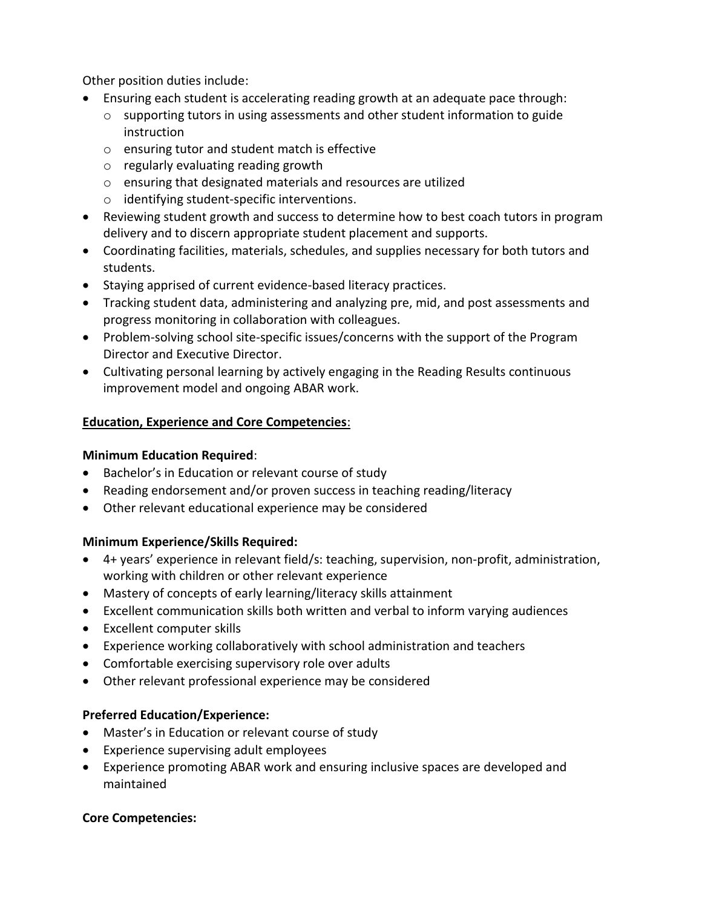Other position duties include:

- Ensuring each student is accelerating reading growth at an adequate pace through:
  - supporting tutors in using assessments and other student information to guide instruction
  - ensuring tutor and student match is effective
  - regularly evaluating reading growth
  - ensuring that designated materials and resources are utilized
  - identifying student-specific interventions.
- Reviewing student growth and success to determine how to best coach tutors in program delivery and to discern appropriate student placement and supports.
- Coordinating facilities, materials, schedules, and supplies necessary for both tutors and students.
- Staying apprised of current evidence-based literacy practices.
- Tracking student data, administering and analyzing pre, mid, and post assessments and progress monitoring in collaboration with colleagues.
- Problem-solving school site-specific issues/concerns with the support of the Program Director and Executive Director.
- Cultivating personal learning by actively engaging in the Reading Results continuous improvement model and ongoing ABAR work.

**Education, Experience and Core Competencies**:

**Minimum Education Required**:

- Bachelor's in Education or relevant course of study
- Reading endorsement and/or proven success in teaching reading/literacy
- Other relevant educational experience may be considered

**Minimum Experience/Skills Required:**

- 4+ years' experience in relevant field/s: teaching, supervision, non-profit, administration, working with children or other relevant experience
- Mastery of concepts of early learning/literacy skills attainment
- Excellent communication skills both written and verbal to inform varying audiences
- Excellent computer skills
- Experience working collaboratively with school administration and teachers
- Comfortable exercising supervisory role over adults
- Other relevant professional experience may be considered

**Preferred Education/Experience:**

- Master's in Education or relevant course of study
- Experience supervising adult employees
- Experience promoting ABAR work and ensuring inclusive spaces are developed and maintained

**Core Competencies:**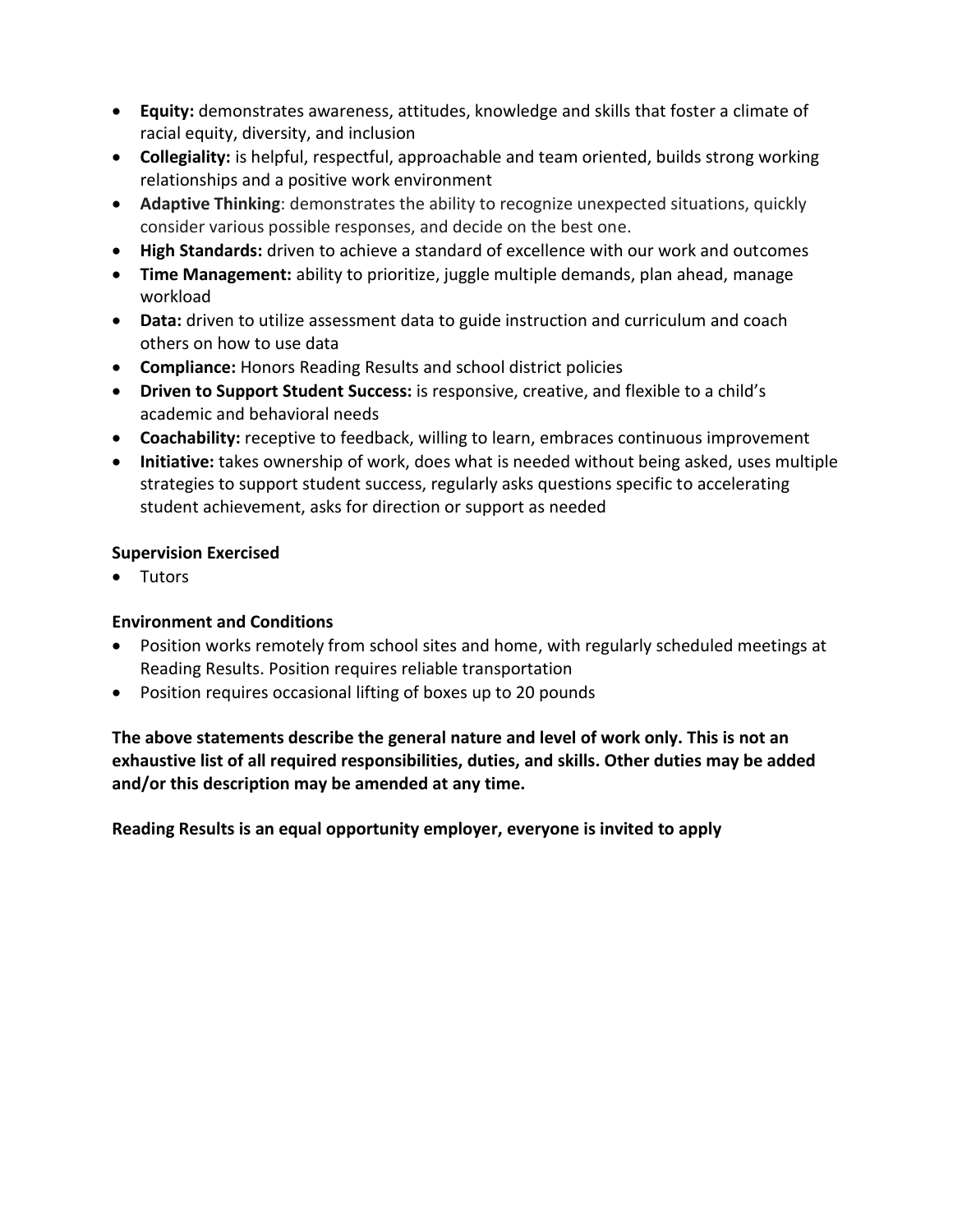- **Equity:** demonstrates awareness, attitudes, knowledge and skills that foster a climate of racial equity, diversity, and inclusion
- **Collegiality:** is helpful, respectful, approachable and team oriented, builds strong working relationships and a positive work environment
- **Adaptive Thinking**: demonstrates the ability to recognize unexpected situations, quickly consider various possible responses, and decide on the best one.
- **High Standards:** driven to achieve a standard of excellence with our work and outcomes
- **Time Management:** ability to prioritize, juggle multiple demands, plan ahead, manage workload
- **Data:** driven to utilize assessment data to guide instruction and curriculum and coach others on how to use data
- **Compliance:** Honors Reading Results and school district policies
- **Driven to Support Student Success:** is responsive, creative, and flexible to a child's academic and behavioral needs
- **Coachability:** receptive to feedback, willing to learn, embraces continuous improvement
- **Initiative:** takes ownership of work, does what is needed without being asked, uses multiple strategies to support student success, regularly asks questions specific to accelerating student achievement, asks for direction or support as needed

**Supervision Exercised**

- Tutors

**Environment and Conditions**

- Position works remotely from school sites and home, with regularly scheduled meetings at Reading Results. Position requires reliable transportation
- Position requires occasional lifting of boxes up to 20 pounds

**The above statements describe the general nature and level of work only. This is not an exhaustive list of all required responsibilities, duties, and skills. Other duties may be added and/or this description may be amended at any time.**

**Reading Results is an equal opportunity employer, everyone is invited to apply**